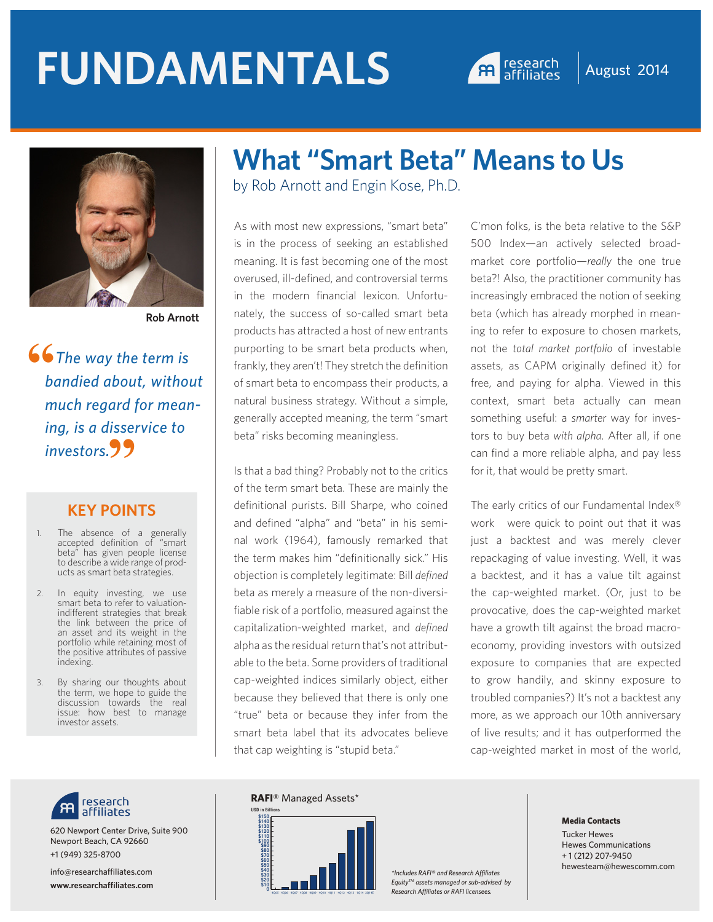# FUNDAMENTALS

research affiliates | August 2014

## What "Smart Beta" Means to Us

by Rob Arnott and Engin Kose, Ph.D.

Rob Arnott

> *The way the term is bandied about, without much regard for meaning, is a disservice to investors.*

### KEY POINTS

1. The absence of a generally accepted definition of "smart beta" has given people license to describe a wide range of products as smart beta strategies.
2. In equity investing, we use smart beta to refer to valuation-indifferent strategies that break the link between the price of an asset and its weight in the portfolio while retaining most of the positive attributes of passive indexing.
3. By sharing our thoughts about the term, we hope to guide the discussion towards the real issue: how best to manage investor assets.

As with most new expressions, "smart beta" is in the process of seeking an established meaning. It is fast becoming one of the most overused, ill-defined, and controversial terms in the modern financial lexicon. Unfortunately, the success of so-called smart beta products has attracted a host of new entrants purporting to be smart beta products when, frankly, they aren't! They stretch the definition of smart beta to encompass their products, a natural business strategy. Without a simple, generally accepted meaning, the term "smart beta" risks becoming meaningless.

Is that a bad thing? Probably not to the critics of the term smart beta. These are mainly the definitional purists. Bill Sharpe, who coined and defined "alpha" and "beta" in his seminal work (1964), famously remarked that the term makes him "definitionally sick." His objection is completely legitimate: Bill *defined* beta as merely a measure of the non-diversifiable risk of a portfolio, measured against the capitalization-weighted market, and *defined* alpha as the residual return that's not attributable to the beta. Some providers of traditional cap-weighted indices similarly object, either because they believed that there is only one "true" beta or because they infer from the smart beta label that its advocates believe that cap weighting is "stupid beta."

C'mon folks, is the beta relative to the S&P 500 Index—an actively selected broad-market core portfolio—*really* the one true beta?! Also, the practitioner community has increasingly embraced the notion of seeking beta (which has already morphed in meaning to refer to exposure to chosen markets, not the *total market portfolio* of investable assets, as CAPM originally defined it) for free, and paying for alpha. Viewed in this context, smart beta actually can mean something useful: a *smarter* way for investors to buy beta *with alpha*. After all, if one can find a more reliable alpha, and pay less for it, that would be pretty smart.

The early critics of our Fundamental Index® work were quick to point out that it was just a backtest and was merely clever repackaging of value investing. Well, it was a backtest, and it has a value tilt against the cap-weighted market. (Or, just to be provocative, does the cap-weighted market have a growth tilt against the broad macroeconomy, providing investors with outsized exposure to companies that are expected to grow handily, and skinny exposure to troubled companies?) It's not a backtest any more, as we approach our 10th anniversary of live results; and it has outperformed the cap-weighted market in most of the world,

---

research affiliates
620 Newport Center Drive, Suite 900
Newport Beach, CA 92660
+1 (949) 325-8700

info@researchaffiliates.com
www.researchaffiliates.com

**RAFI® Managed Assets***

USD in Billions

*Includes RAFI® and Research Affiliates Equity™ assets managed or sub-advised by Research Affiliates or RAFI licensees.

**Media Contacts**
Tucker Hewes
Hewes Communications
+ 1 (212) 207-9450
hewesteam@hewescomm.com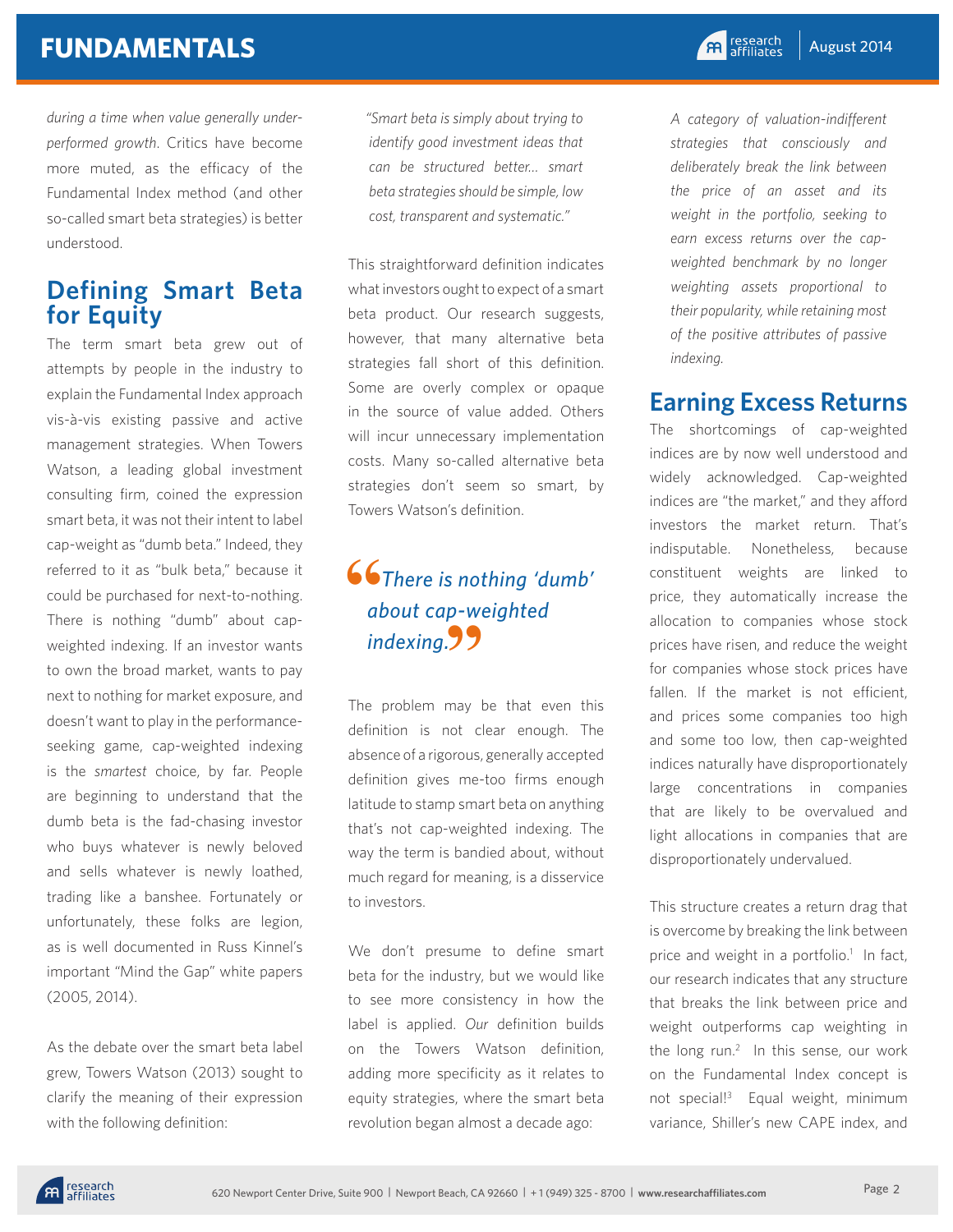*during a time when value generally underperformed growth*. Critics have become more muted, as the efficacy of the Fundamental Index method (and other so-called smart beta strategies) is better understood.

## Defining Smart Beta for Equity

The term smart beta grew out of attempts by people in the industry to explain the Fundamental Index approach vis-à-vis existing passive and active management strategies. When Towers Watson, a leading global investment consulting firm, coined the expression smart beta, it was not their intent to label cap-weight as "dumb beta." Indeed, they referred to it as "bulk beta," because it could be purchased for next-to-nothing. There is nothing "dumb" about cap-weighted indexing. If an investor wants to own the broad market, wants to pay next to nothing for market exposure, and doesn't want to play in the performance-seeking game, cap-weighted indexing is the *smartest* choice, by far. People are beginning to understand that the dumb beta is the fad-chasing investor who buys whatever is newly beloved and sells whatever is newly loathed, trading like a banshee. Fortunately or unfortunately, these folks are legion, as is well documented in Russ Kinnel's important "Mind the Gap" white papers (2005, 2014).

As the debate over the smart beta label grew, Towers Watson (2013) sought to clarify the meaning of their expression with the following definition:

> *"Smart beta is simply about trying to identify good investment ideas that can be structured better… smart beta strategies should be simple, low cost, transparent and systematic."*

This straightforward definition indicates what investors ought to expect of a smart beta product. Our research suggests, however, that many alternative beta strategies fall short of this definition. Some are overly complex or opaque in the source of value added. Others will incur unnecessary implementation costs. Many so-called alternative beta strategies don't seem so smart, by Towers Watson's definition.

> *"There is nothing 'dumb' about cap-weighted indexing."*

The problem may be that even this definition is not clear enough. The absence of a rigorous, generally accepted definition gives me-too firms enough latitude to stamp smart beta on anything that's not cap-weighted indexing. The way the term is bandied about, without much regard for meaning, is a disservice to investors.

We don't presume to define smart beta for the industry, but we would like to see more consistency in how the label is applied. *Our* definition builds on the Towers Watson definition, adding more specificity as it relates to equity strategies, where the smart beta revolution began almost a decade ago:

> *A category of valuation-indifferent strategies that consciously and deliberately break the link between the price of an asset and its weight in the portfolio, seeking to earn excess returns over the cap-weighted benchmark by no longer weighting assets proportional to their popularity, while retaining most of the positive attributes of passive indexing.*

## Earning Excess Returns

The shortcomings of cap-weighted indices are by now well understood and widely acknowledged. Cap-weighted indices are "the market," and they afford investors the market return. That's indisputable. Nonetheless, because constituent weights are linked to price, they automatically increase the allocation to companies whose stock prices have risen, and reduce the weight for companies whose stock prices have fallen. If the market is not efficient, and prices some companies too high and some too low, then cap-weighted indices naturally have disproportionately large concentrations in companies that are likely to be overvalued and light allocations in companies that are disproportionately undervalued.

This structure creates a return drag that is overcome by breaking the link between price and weight in a portfolio.[1] In fact, our research indicates that any structure that breaks the link between price and weight outperforms cap weighting in the long run.[2] In this sense, our work on the Fundamental Index concept is not special![3] Equal weight, minimum variance, Shiller's new CAPE index, and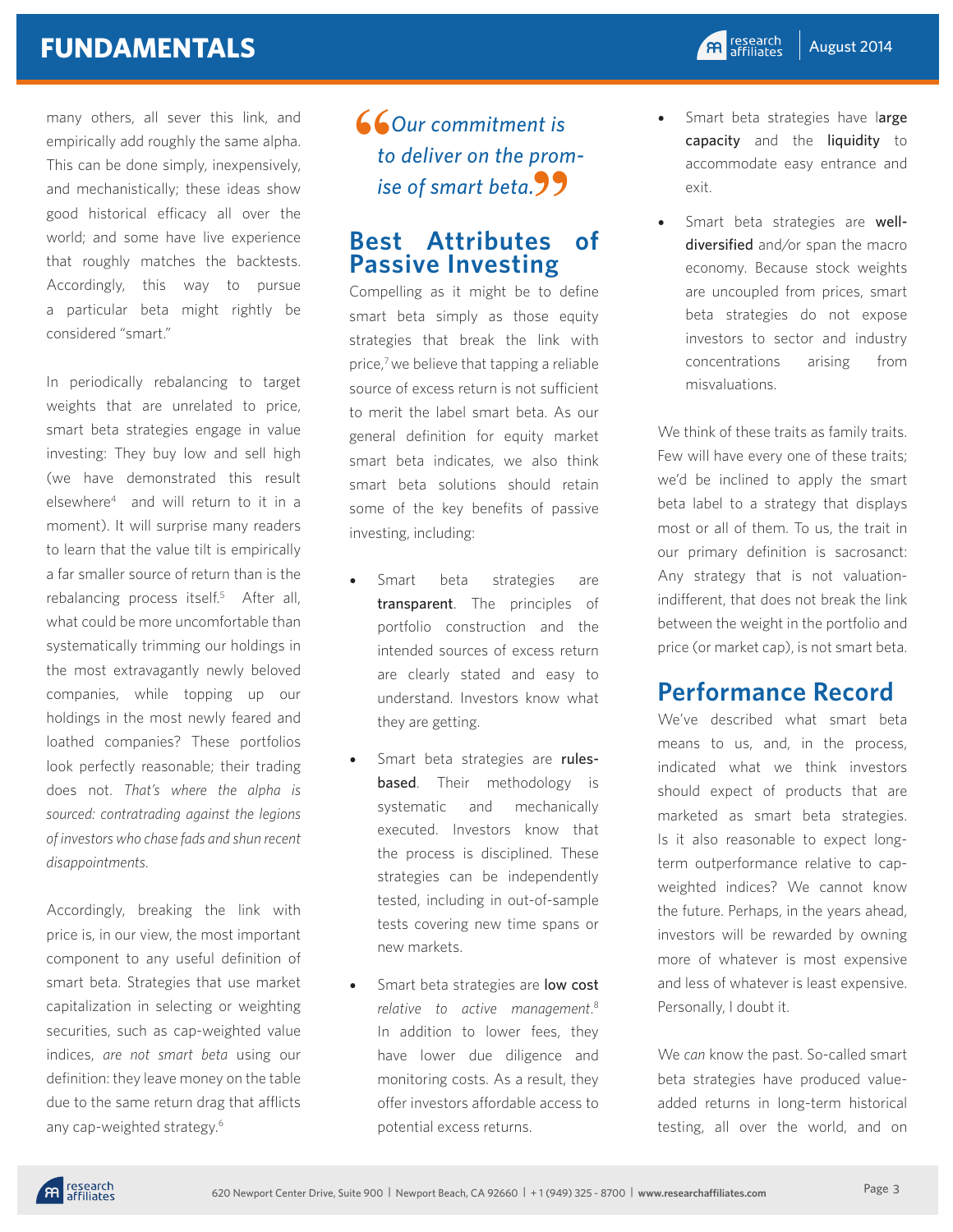many others, all sever this link, and empirically add roughly the same alpha. This can be done simply, inexpensively, and mechanistically; these ideas show good historical efficacy all over the world; and some have live experience that roughly matches the backtests. Accordingly, this way to pursue a particular beta might rightly be considered "smart."

In periodically rebalancing to target weights that are unrelated to price, smart beta strategies engage in value investing: They buy low and sell high (we have demonstrated this result elsewhere[4] and will return to it in a moment). It will surprise many readers to learn that the value tilt is empirically a far smaller source of return than is the rebalancing process itself.[5] After all, what could be more uncomfortable than systematically trimming our holdings in the most extravagantly newly beloved companies, while topping up our holdings in the most newly feared and loathed companies? These portfolios look perfectly reasonable; their trading does not. *That's where the alpha is sourced: contratrading against the legions of investors who chase fads and shun recent disappointments.*

Accordingly, breaking the link with price is, in our view, the most important component to any useful definition of smart beta. Strategies that use market capitalization in selecting or weighting securities, such as cap-weighted value indices, *are not smart beta* using our definition: they leave money on the table due to the same return drag that afflicts any cap-weighted strategy.[6]

> *"Our commitment is to deliver on the promise of smart beta."*

## Best Attributes of Passive Investing

Compelling as it might be to define smart beta simply as those equity strategies that break the link with price,[7] we believe that tapping a reliable source of excess return is not sufficient to merit the label smart beta. As our general definition for equity market smart beta indicates, we also think smart beta solutions should retain some of the key benefits of passive investing, including:

- Smart beta strategies are **transparent**. The principles of portfolio construction and the intended sources of excess return are clearly stated and easy to understand. Investors know what they are getting.
- Smart beta strategies are **rules-based**. Their methodology is systematic and mechanically executed. Investors know that the process is disciplined. These strategies can be independently tested, including in out-of-sample tests covering new time spans or new markets.
- Smart beta strategies are **low cost** *relative to active management*.[8] In addition to lower fees, they have lower due diligence and monitoring costs. As a result, they offer investors affordable access to potential excess returns.
- Smart beta strategies have **large capacity** and the **liquidity** to accommodate easy entrance and exit.
- Smart beta strategies are **well-diversified** and/or span the macro economy. Because stock weights are uncoupled from prices, smart beta strategies do not expose investors to sector and industry concentrations arising from misvaluations.

We think of these traits as family traits. Few will have every one of these traits; we'd be inclined to apply the smart beta label to a strategy that displays most or all of them. To us, the trait in our primary definition is sacrosanct: Any strategy that is not valuation-indifferent, that does not break the link between the weight in the portfolio and price (or market cap), is not smart beta.

## Performance Record

We've described what smart beta means to us, and, in the process, indicated what we think investors should expect of products that are marketed as smart beta strategies. Is it also reasonable to expect long-term outperformance relative to cap-weighted indices? We cannot know the future. Perhaps, in the years ahead, investors will be rewarded by owning more of whatever is most expensive and less of whatever is least expensive. Personally, I doubt it.

We *can* know the past. So-called smart beta strategies have produced value-added returns in long-term historical testing, all over the world, and on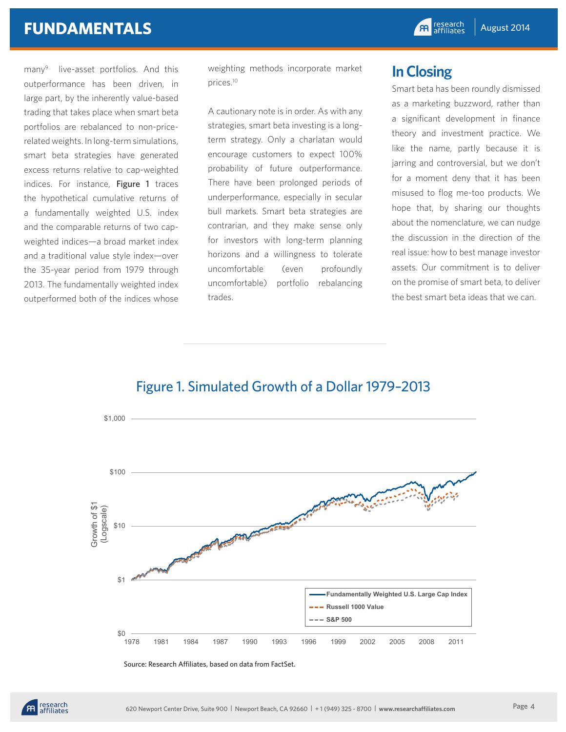many[9] live-asset portfolios. And this outperformance has been driven, in large part, by the inherently value-based trading that takes place when smart beta portfolios are rebalanced to non-price-related weights. In long-term simulations, smart beta strategies have generated excess returns relative to cap-weighted indices. For instance, **Figure 1** traces the hypothetical cumulative returns of a fundamentally weighted U.S. index and the comparable returns of two cap-weighted indices—a broad market index and a traditional value style index—over the 35-year period from 1979 through 2013. The fundamentally weighted index outperformed both of the indices whose weighting methods incorporate market prices.[10]

A cautionary note is in order. As with any strategies, smart beta investing is a long-term strategy. Only a charlatan would encourage customers to expect 100% probability of future outperformance. There have been prolonged periods of underperformance, especially in secular bull markets. Smart beta strategies are contrarian, and they make sense only for investors with long-term planning horizons and a willingness to tolerate uncomfortable (even profoundly uncomfortable) portfolio rebalancing trades.

## In Closing

Smart beta has been roundly dismissed as a marketing buzzword, rather than a significant development in finance theory and investment practice. We like the name, partly because it is jarring and controversial, but we don't for a moment deny that it has been misused to flog me-too products. We hope that, by sharing our thoughts about the nomenclature, we can nudge the discussion in the direction of the real issue: how to best manage investor assets. Our commitment is to deliver on the promise of smart beta, to deliver the best smart beta ideas that we can.

### Figure 1. Simulated Growth of a Dollar 1979–2013

Source: Research Affiliates, based on data from FactSet.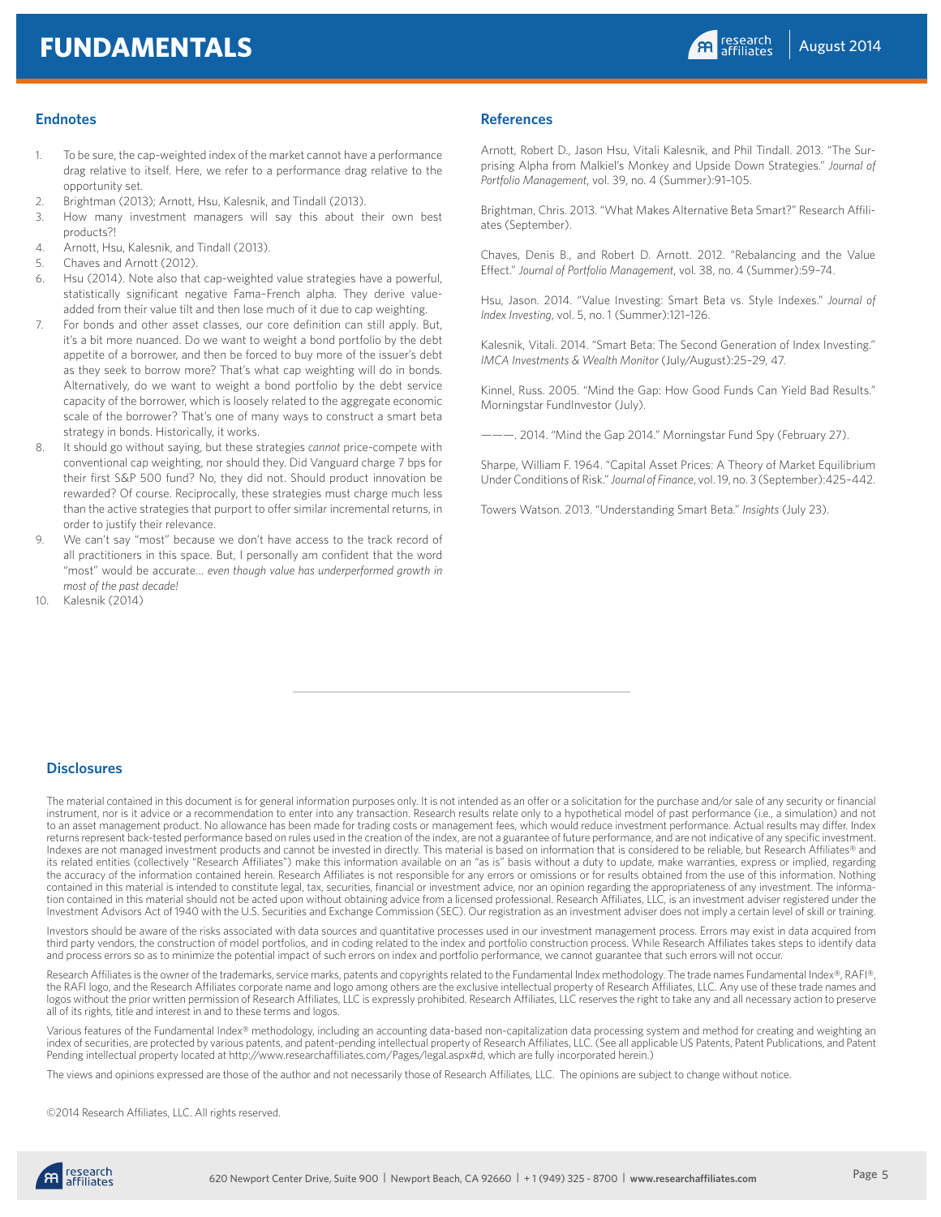## Endnotes

1. To be sure, the cap-weighted index of the market cannot have a performance drag relative to itself. Here, we refer to a performance drag relative to the opportunity set.
2. Brightman (2013); Arnott, Hsu, Kalesnik, and Tindall (2013).
3. How many investment managers will say this about their own best products?!
4. Arnott, Hsu, Kalesnik, and Tindall (2013).
5. Chaves and Arnott (2012).
6. Hsu (2014). Note also that cap-weighted value strategies have a powerful, statistically significant negative Fama-French alpha. They derive value-added from their value tilt and then lose much of it due to cap weighting.
7. For bonds and other asset classes, our core definition can still apply. But, it's a bit more nuanced. Do we want to weight a bond portfolio by the debt appetite of a borrower, and then be forced to buy more of the issuer's debt as they seek to borrow more? That's what cap weighting will do in bonds. Alternatively, do we want to weight a bond portfolio by the debt service capacity of the borrower, which is loosely related to the aggregate economic scale of the borrower? That's one of many ways to construct a smart beta strategy in bonds. Historically, it works.
8. It should go without saying, but these strategies *cannot* price-compete with conventional cap weighting, nor should they. Did Vanguard charge 7 bps for their first S&P 500 fund? No, they did not. Should product innovation be rewarded? Of course. Reciprocally, these strategies must charge much less than the active strategies that purport to offer similar incremental returns, in order to justify their relevance.
9. We can't say "most" because we don't have access to the track record of all practitioners in this space. But, I personally am confident that the word "most" would be accurate… *even though value has underperformed growth in most of the past decade!*
10. Kalesnik (2014)

## References

Arnott, Robert D., Jason Hsu, Vitali Kalesnik, and Phil Tindall. 2013. "The Surprising Alpha from Malkiel's Monkey and Upside Down Strategies." *Journal of Portfolio Management*, vol. 39, no. 4 (Summer):91–105.

Brightman, Chris. 2013. "What Makes Alternative Beta Smart?" Research Affiliates (September).

Chaves, Denis B., and Robert D. Arnott. 2012. "Rebalancing and the Value Effect." *Journal of Portfolio Management*, vol. 38, no. 4 (Summer):59–74.

Hsu, Jason. 2014. "Value Investing: Smart Beta vs. Style Indexes." *Journal of Index Investing*, vol. 5, no. 1 (Summer):121–126.

Kalesnik, Vitali. 2014. "Smart Beta: The Second Generation of Index Investing." *IMCA Investments & Wealth Monitor* (July/August):25–29, 47.

Kinnel, Russ. 2005. "Mind the Gap: How Good Funds Can Yield Bad Results." Morningstar FundInvestor (July).

———. 2014. "Mind the Gap 2014." Morningstar Fund Spy (February 27).

Sharpe, William F. 1964. "Capital Asset Prices: A Theory of Market Equilibrium Under Conditions of Risk." *Journal of Finance*, vol. 19, no. 3 (September):425–442.

Towers Watson. 2013. "Understanding Smart Beta." *Insights* (July 23).

## Disclosures

The material contained in this document is for general information purposes only. It is not intended as an offer or a solicitation for the purchase and/or sale of any security or financial instrument, nor is it advice or a recommendation to enter into any transaction. Research results relate only to a hypothetical model of past performance (i.e., a simulation) and not to an asset management product. No allowance has been made for trading costs or management fees, which would reduce investment performance. Actual results may differ. Index returns represent back-tested performance based on rules used in the creation of the index, are not a guarantee of future performance, and are not indicative of any specific investment. Indexes are not managed investment products and cannot be invested in directly. This material is based on information that is considered to be reliable, but Research Affiliates® and its related entities (collectively "Research Affiliates") make this information available on an "as is" basis without a duty to update, make warranties, express or implied, regarding the accuracy of the information contained herein. Research Affiliates is not responsible for any errors or omissions or for results obtained from the use of this information. Nothing contained in this material is intended to constitute legal, tax, securities, financial or investment advice, nor an opinion regarding the appropriateness of any investment. The information contained in this material should not be acted upon without obtaining advice from a licensed professional. Research Affiliates, LLC, is an investment adviser registered under the Investment Advisors Act of 1940 with the U.S. Securities and Exchange Commission (SEC). Our registration as an investment adviser does not imply a certain level of skill or training.

Investors should be aware of the risks associated with data sources and quantitative processes used in our investment management process. Errors may exist in data acquired from third party vendors, the construction of model portfolios, and in coding related to the index and portfolio construction process. While Research Affiliates takes steps to identify data and process errors so as to minimize the potential impact of such errors on index and portfolio performance, we cannot guarantee that such errors will not occur.

Research Affiliates is the owner of the trademarks, service marks, patents and copyrights related to the Fundamental Index methodology. The trade names Fundamental Index®, RAFI®, the RAFI logo, and the Research Affiliates corporate name and logo among others are the exclusive intellectual property of Research Affiliates, LLC. Any use of these trade names and logos without the prior written permission of Research Affiliates, LLC is expressly prohibited. Research Affiliates, LLC reserves the right to take any and all necessary action to preserve all of its rights, title and interest in and to these terms and logos.

Various features of the Fundamental Index® methodology, including an accounting data-based non-capitalization data processing system and method for creating and weighting an index of securities, are protected by various patents, and patent-pending intellectual property of Research Affiliates, LLC. (See all applicable US Patents, Patent Publications, and Patent Pending intellectual property located at http://www.researchaffiliates.com/Pages/legal.aspx#d, which are fully incorporated herein.)

The views and opinions expressed are those of the author and not necessarily those of Research Affiliates, LLC. The opinions are subject to change without notice.

©2014 Research Affiliates, LLC. All rights reserved.